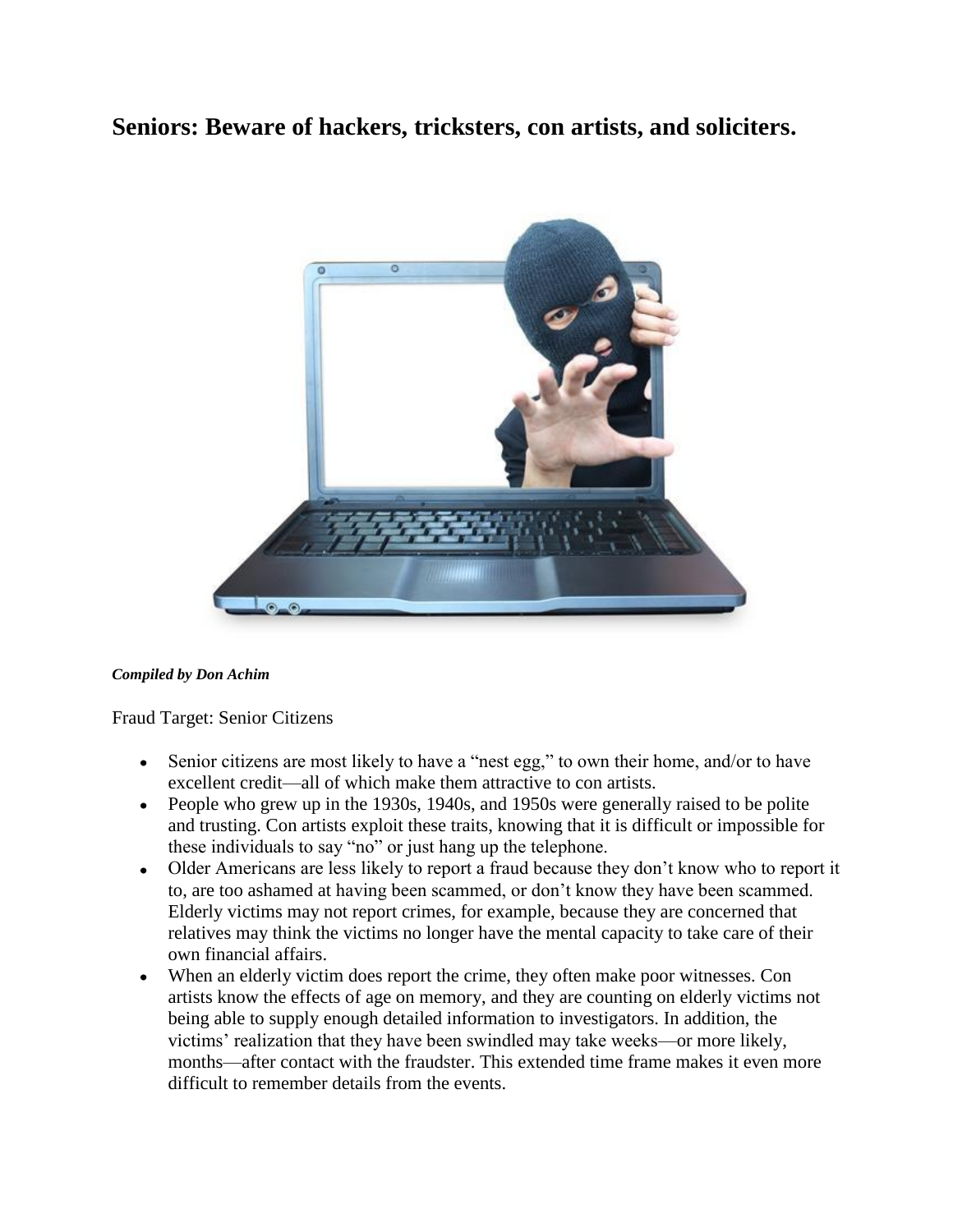# Seniors: Beware of hackers, tricksters, con artists, and soliciters.

***Compiled by Don Achim***

Fraud Target: Senior Citizens

- Senior citizens are most likely to have a "nest egg," to own their home, and/or to have excellent credit—all of which make them attractive to con artists.
- People who grew up in the 1930s, 1940s, and 1950s were generally raised to be polite and trusting. Con artists exploit these traits, knowing that it is difficult or impossible for these individuals to say "no" or just hang up the telephone.
- Older Americans are less likely to report a fraud because they don't know who to report it to, are too ashamed at having been scammed, or don't know they have been scammed. Elderly victims may not report crimes, for example, because they are concerned that relatives may think the victims no longer have the mental capacity to take care of their own financial affairs.
- When an elderly victim does report the crime, they often make poor witnesses. Con artists know the effects of age on memory, and they are counting on elderly victims not being able to supply enough detailed information to investigators. In addition, the victims' realization that they have been swindled may take weeks—or more likely, months—after contact with the fraudster. This extended time frame makes it even more difficult to remember details from the events.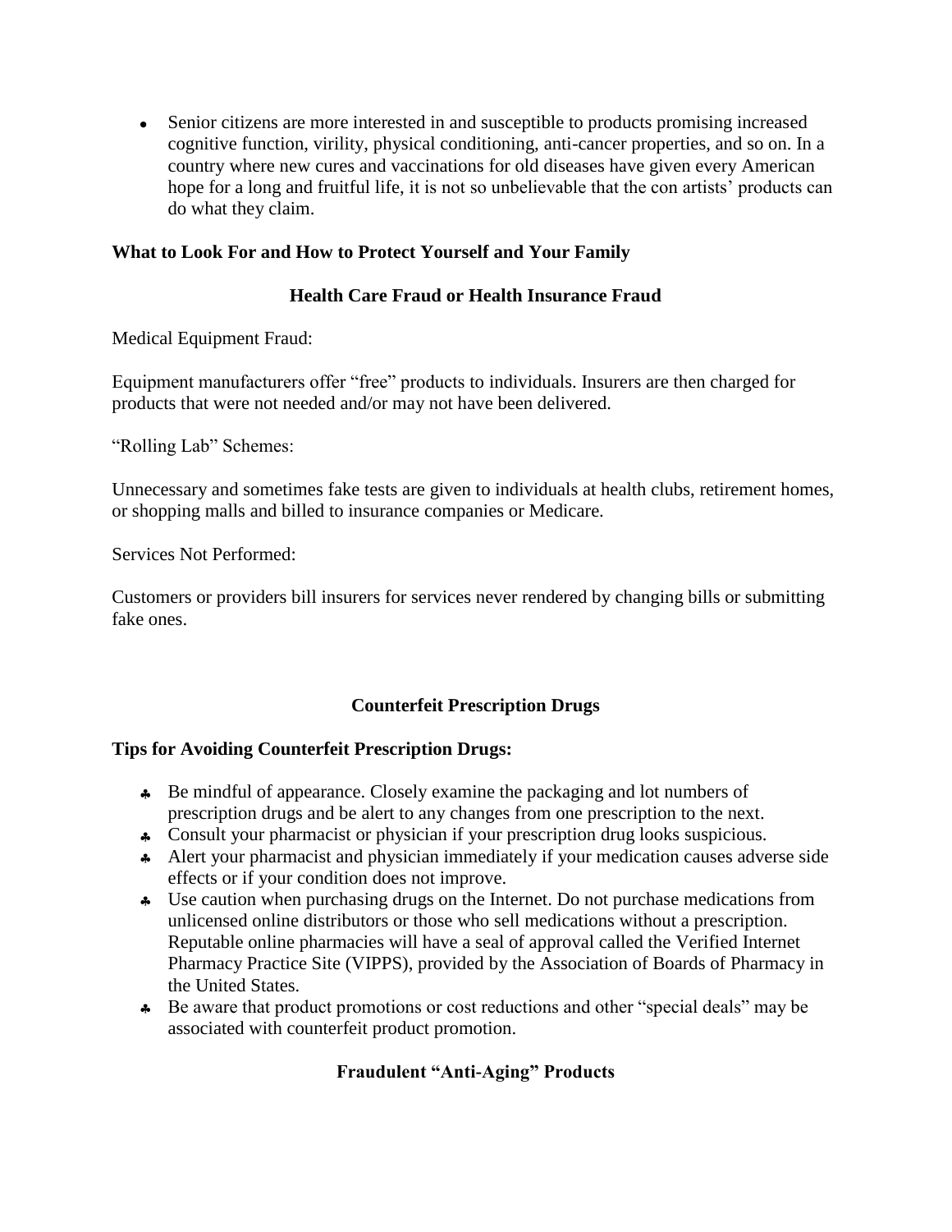- Senior citizens are more interested in and susceptible to products promising increased cognitive function, virility, physical conditioning, anti-cancer properties, and so on. In a country where new cures and vaccinations for old diseases have given every American hope for a long and fruitful life, it is not so unbelievable that the con artists' products can do what they claim.

**What to Look For and How to Protect Yourself and Your Family**

### Health Care Fraud or Health Insurance Fraud

Medical Equipment Fraud:

Equipment manufacturers offer "free" products to individuals. Insurers are then charged for products that were not needed and/or may not have been delivered.

"Rolling Lab" Schemes:

Unnecessary and sometimes fake tests are given to individuals at health clubs, retirement homes, or shopping malls and billed to insurance companies or Medicare.

Services Not Performed:

Customers or providers bill insurers for services never rendered by changing bills or submitting fake ones.

### Counterfeit Prescription Drugs

**Tips for Avoiding Counterfeit Prescription Drugs:**

- Be mindful of appearance. Closely examine the packaging and lot numbers of prescription drugs and be alert to any changes from one prescription to the next.
- Consult your pharmacist or physician if your prescription drug looks suspicious.
- Alert your pharmacist and physician immediately if your medication causes adverse side effects or if your condition does not improve.
- Use caution when purchasing drugs on the Internet. Do not purchase medications from unlicensed online distributors or those who sell medications without a prescription. Reputable online pharmacies will have a seal of approval called the Verified Internet Pharmacy Practice Site (VIPPS), provided by the Association of Boards of Pharmacy in the United States.
- Be aware that product promotions or cost reductions and other "special deals" may be associated with counterfeit product promotion.

### Fraudulent "Anti-Aging" Products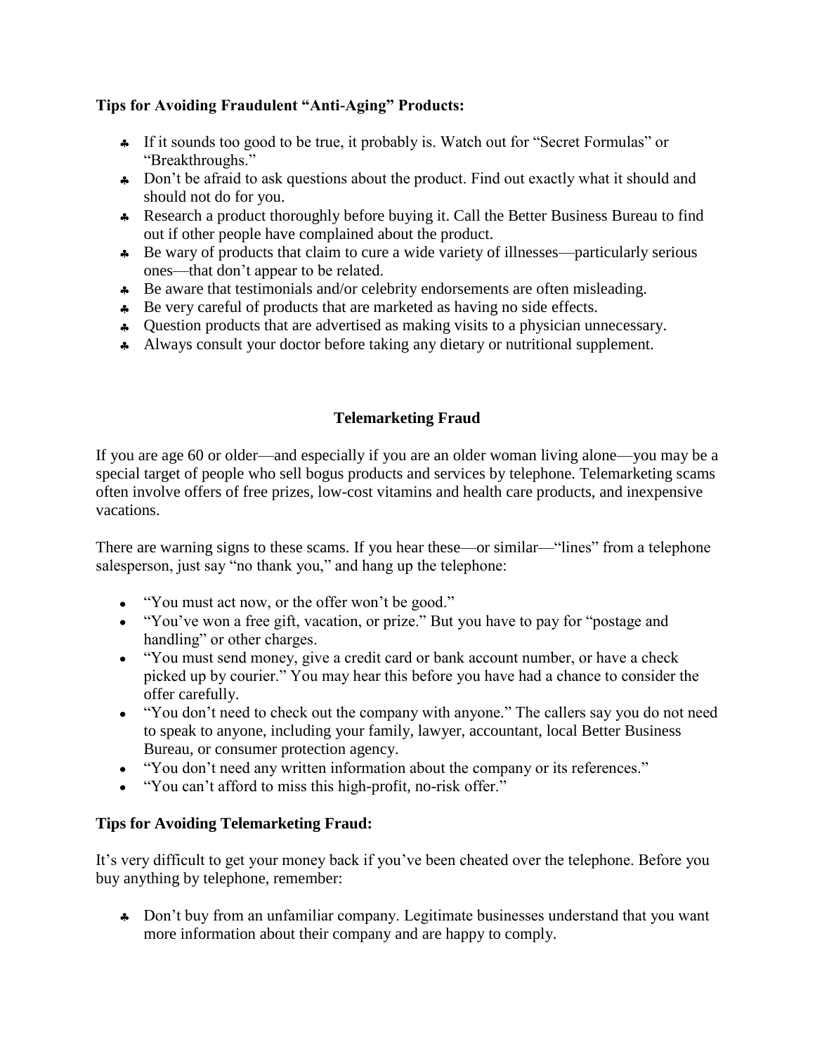**Tips for Avoiding Fraudulent "Anti-Aging" Products:**

- If it sounds too good to be true, it probably is. Watch out for "Secret Formulas" or "Breakthroughs."
- Don't be afraid to ask questions about the product. Find out exactly what it should and should not do for you.
- Research a product thoroughly before buying it. Call the Better Business Bureau to find out if other people have complained about the product.
- Be wary of products that claim to cure a wide variety of illnesses—particularly serious ones—that don't appear to be related.
- Be aware that testimonials and/or celebrity endorsements are often misleading.
- Be very careful of products that are marketed as having no side effects.
- Question products that are advertised as making visits to a physician unnecessary.
- Always consult your doctor before taking any dietary or nutritional supplement.

## Telemarketing Fraud

If you are age 60 or older—and especially if you are an older woman living alone—you may be a special target of people who sell bogus products and services by telephone. Telemarketing scams often involve offers of free prizes, low-cost vitamins and health care products, and inexpensive vacations.

There are warning signs to these scams. If you hear these—or similar—"lines" from a telephone salesperson, just say "no thank you," and hang up the telephone:

- "You must act now, or the offer won't be good."
- "You've won a free gift, vacation, or prize." But you have to pay for "postage and handling" or other charges.
- "You must send money, give a credit card or bank account number, or have a check picked up by courier." You may hear this before you have had a chance to consider the offer carefully.
- "You don't need to check out the company with anyone." The callers say you do not need to speak to anyone, including your family, lawyer, accountant, local Better Business Bureau, or consumer protection agency.
- "You don't need any written information about the company or its references."
- "You can't afford to miss this high-profit, no-risk offer."

**Tips for Avoiding Telemarketing Fraud:**

It's very difficult to get your money back if you've been cheated over the telephone. Before you buy anything by telephone, remember:

- Don't buy from an unfamiliar company. Legitimate businesses understand that you want more information about their company and are happy to comply.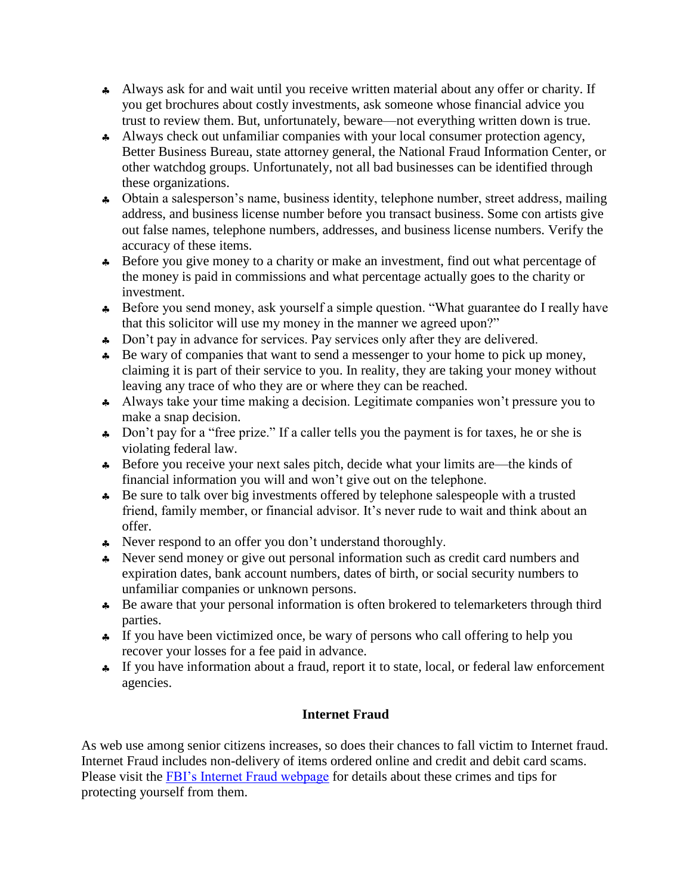- Always ask for and wait until you receive written material about any offer or charity. If you get brochures about costly investments, ask someone whose financial advice you trust to review them. But, unfortunately, beware—not everything written down is true.
- Always check out unfamiliar companies with your local consumer protection agency, Better Business Bureau, state attorney general, the National Fraud Information Center, or other watchdog groups. Unfortunately, not all bad businesses can be identified through these organizations.
- Obtain a salesperson's name, business identity, telephone number, street address, mailing address, and business license number before you transact business. Some con artists give out false names, telephone numbers, addresses, and business license numbers. Verify the accuracy of these items.
- Before you give money to a charity or make an investment, find out what percentage of the money is paid in commissions and what percentage actually goes to the charity or investment.
- Before you send money, ask yourself a simple question. "What guarantee do I really have that this solicitor will use my money in the manner we agreed upon?"
- Don't pay in advance for services. Pay services only after they are delivered.
- Be wary of companies that want to send a messenger to your home to pick up money, claiming it is part of their service to you. In reality, they are taking your money without leaving any trace of who they are or where they can be reached.
- Always take your time making a decision. Legitimate companies won't pressure you to make a snap decision.
- Don't pay for a "free prize." If a caller tells you the payment is for taxes, he or she is violating federal law.
- Before you receive your next sales pitch, decide what your limits are—the kinds of financial information you will and won't give out on the telephone.
- Be sure to talk over big investments offered by telephone salespeople with a trusted friend, family member, or financial advisor. It's never rude to wait and think about an offer.
- Never respond to an offer you don't understand thoroughly.
- Never send money or give out personal information such as credit card numbers and expiration dates, bank account numbers, dates of birth, or social security numbers to unfamiliar companies or unknown persons.
- Be aware that your personal information is often brokered to telemarketers through third parties.
- If you have been victimized once, be wary of persons who call offering to help you recover your losses for a fee paid in advance.
- If you have information about a fraud, report it to state, local, or federal law enforcement agencies.

## Internet Fraud

As web use among senior citizens increases, so does their chances to fall victim to Internet fraud. Internet Fraud includes non-delivery of items ordered online and credit and debit card scams. Please visit the FBI's Internet Fraud webpage for details about these crimes and tips for protecting yourself from them.